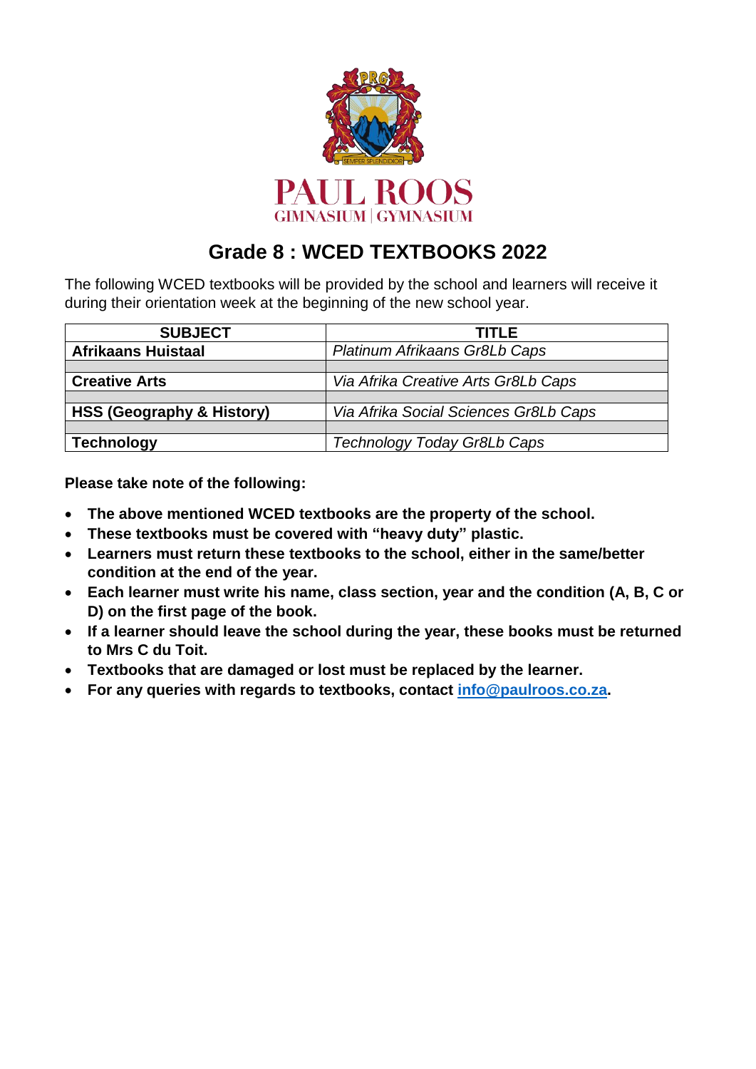PAUL ROOS
GIMNASIUM | GYMNASIUM

# Grade 8 : WCED TEXTBOOKS 2022

The following WCED textbooks will be provided by the school and learners will receive it during their orientation week at the beginning of the new school year.

| SUBJECT | TITLE |
|---|---|
| **Afrikaans Huistaal** | *Platinum Afrikaans Gr8Lb Caps* |
| | |
| **Creative Arts** | *Via Afrika Creative Arts Gr8Lb Caps* |
| | |
| **HSS (Geography & History)** | *Via Afrika Social Sciences Gr8Lb Caps* |
| | |
| **Technology** | *Technology Today Gr8Lb Caps* |

**Please take note of the following:**

- **The above mentioned WCED textbooks are the property of the school.**
- **These textbooks must be covered with "heavy duty" plastic.**
- **Learners must return these textbooks to the school, either in the same/better condition at the end of the year.**
- **Each learner must write his name, class section, year and the condition (A, B, C or D) on the first page of the book.**
- **If a learner should leave the school during the year, these books must be returned to Mrs C du Toit.**
- **Textbooks that are damaged or lost must be replaced by the learner.**
- **For any queries with regards to textbooks, contact info@paulroos.co.za.**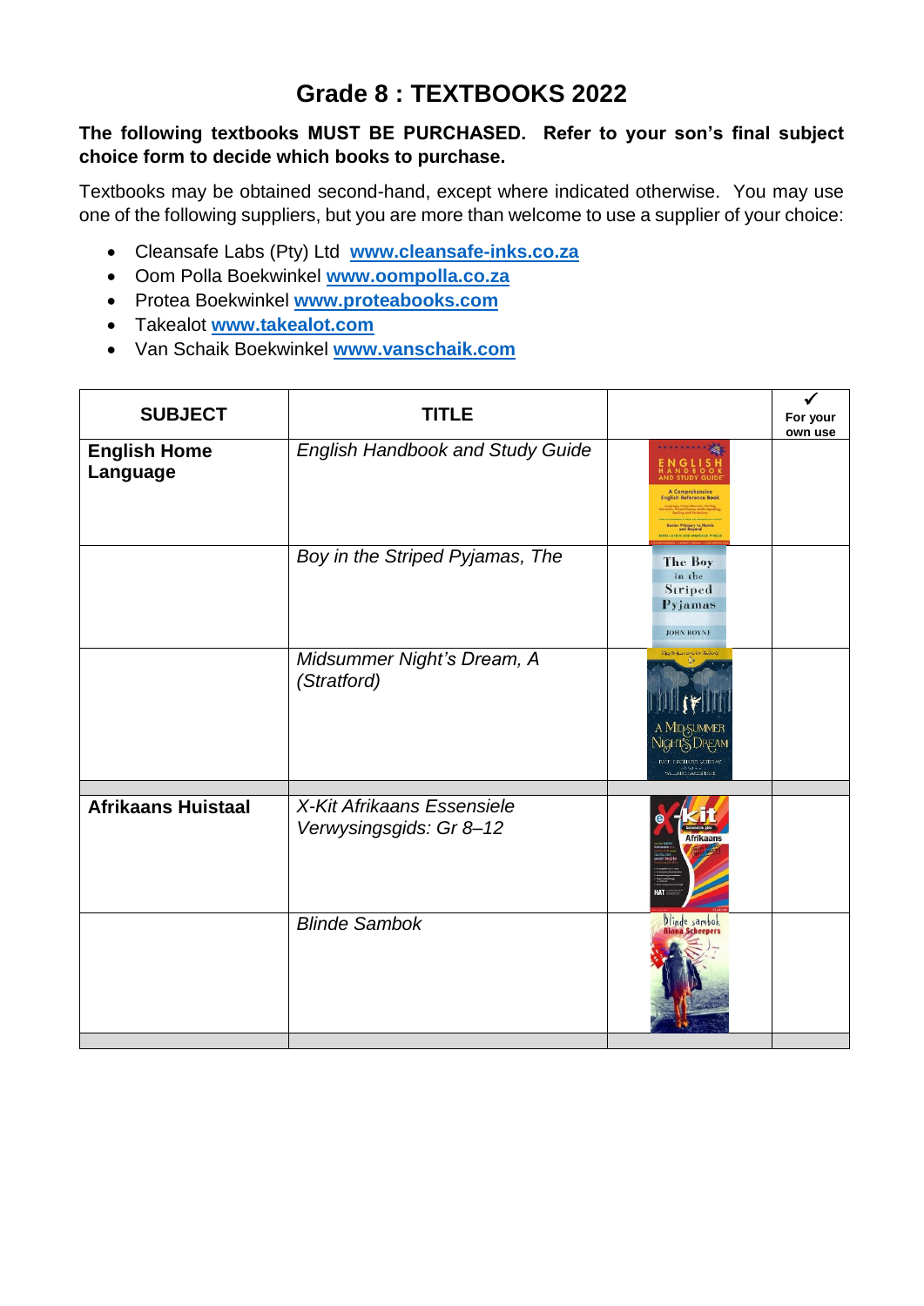# Grade 8 : TEXTBOOKS 2022

**The following textbooks MUST BE PURCHASED. Refer to your son's final subject choice form to decide which books to purchase.**

Textbooks may be obtained second-hand, except where indicated otherwise. You may use one of the following suppliers, but you are more than welcome to use a supplier of your choice:

- Cleansafe Labs (Pty) Ltd **www.cleansafe-inks.co.za**
- Oom Polla Boekwinkel **www.oompolla.co.za**
- Protea Boekwinkel **www.proteabooks.com**
- Takealot **www.takealot.com**
- Van Schaik Boekwinkel **www.vanschaik.com**

| SUBJECT | TITLE | | ✓ For your own use |
|---|---|---|---|
| **English Home Language** | *English Handbook and Study Guide* | | |
| | *Boy in the Striped Pyjamas, The* | | |
| | *Midsummer Night's Dream, A (Stratford)* | | |
| | | | |
| **Afrikaans Huistaal** | *X-Kit Afrikaans Essensiele Verwysingsgids: Gr 8–12* | | |
| | *Blinde Sambok* | | |
| | | | |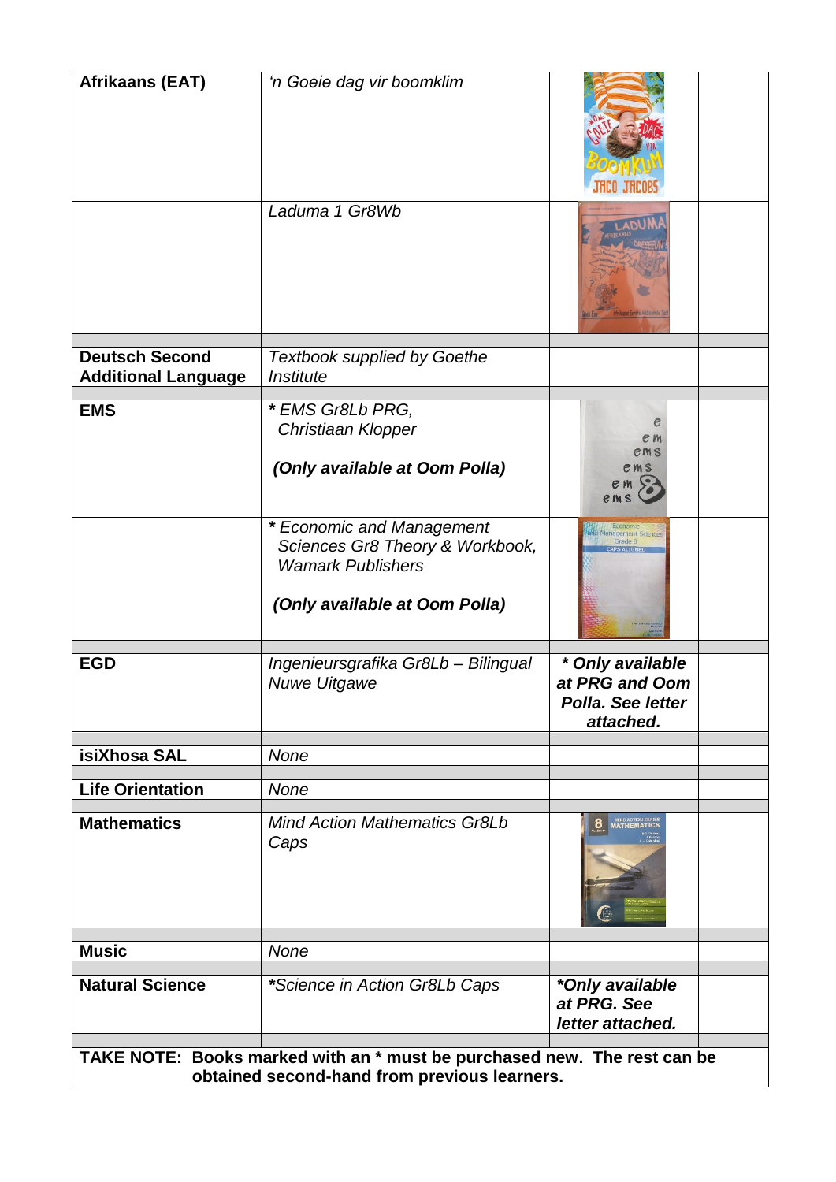| Afrikaans (EAT) | *'n Goeie dag vir boomklim* | | |
|---|---|---|---|
| | *Laduma 1 Gr8Wb* | | |
| **Deutsch Second Additional Language** | *Textbook supplied by Goethe Institute* | | |
| **EMS** | ***** *EMS Gr8Lb PRG, Christiaan Klopper*<br><br>***(Only available at Oom Polla)*** | | |
| | ***** *Economic and Management Sciences Gr8 Theory & Workbook, Wamark Publishers*<br><br>***(Only available at Oom Polla)*** | | |
| **EGD** | *Ingenieursgrafika Gr8Lb – Bilingual Nuwe Uitgawe* | ***\* Only available at PRG and Oom Polla. See letter attached.*** | |
| **isiXhosa SAL** | *None* | | |
| **Life Orientation** | *None* | | |
| **Mathematics** | *Mind Action Mathematics Gr8Lb Caps* | | |
| **Music** | *None* | | |
| **Natural Science** | ***\****Science in Action Gr8Lb Caps* | ***\*Only available at PRG. See letter attached.*** | |

**TAKE NOTE: Books marked with an * must be purchased new. The rest can be obtained second-hand from previous learners.**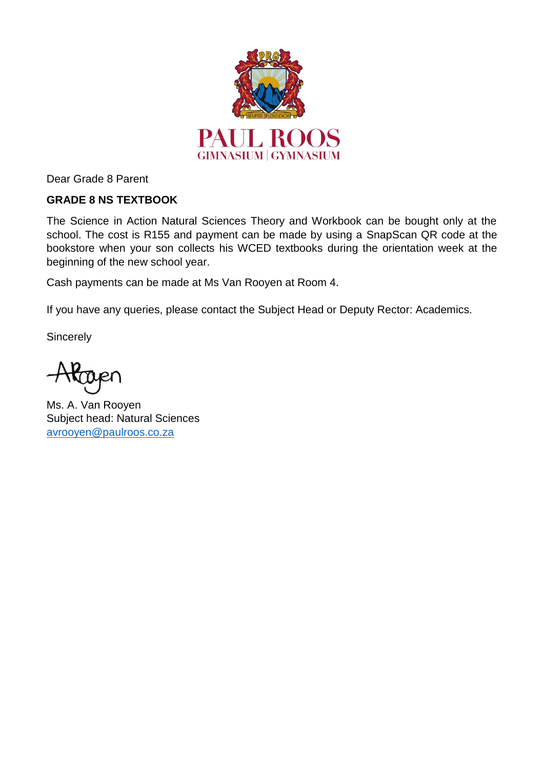PAUL ROOS
GIMNASIUM | GYMNASIUM

Dear Grade 8 Parent

**GRADE 8 NS TEXTBOOK**

The Science in Action Natural Sciences Theory and Workbook can be bought only at the school. The cost is R155 and payment can be made by using a SnapScan QR code at the bookstore when your son collects his WCED textbooks during the orientation week at the beginning of the new school year.

Cash payments can be made at Ms Van Rooyen at Room 4.

If you have any queries, please contact the Subject Head or Deputy Rector: Academics.

Sincerely

Ms. A. Van Rooyen
Subject head: Natural Sciences
avrooyen@paulroos.co.za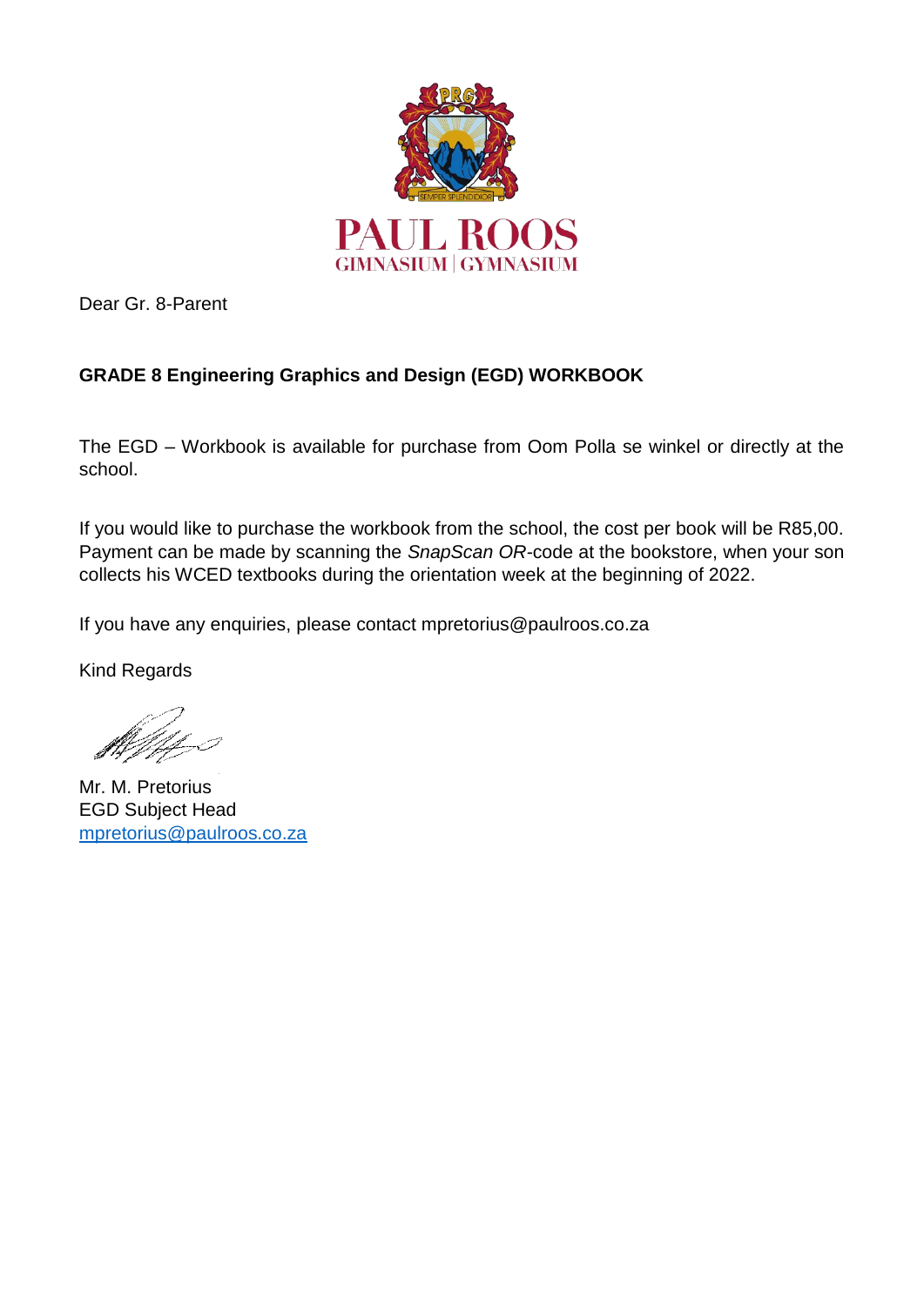Dear Gr. 8-Parent

**GRADE 8 Engineering Graphics and Design (EGD) WORKBOOK**

The EGD – Workbook is available for purchase from Oom Polla se winkel or directly at the school.

If you would like to purchase the workbook from the school, the cost per book will be R85,00. Payment can be made by scanning the *SnapScan OR*-code at the bookstore, when your son collects his WCED textbooks during the orientation week at the beginning of 2022.

If you have any enquiries, please contact mpretorius@paulroos.co.za

Kind Regards

Mr. M. Pretorius
EGD Subject Head
mpretorius@paulroos.co.za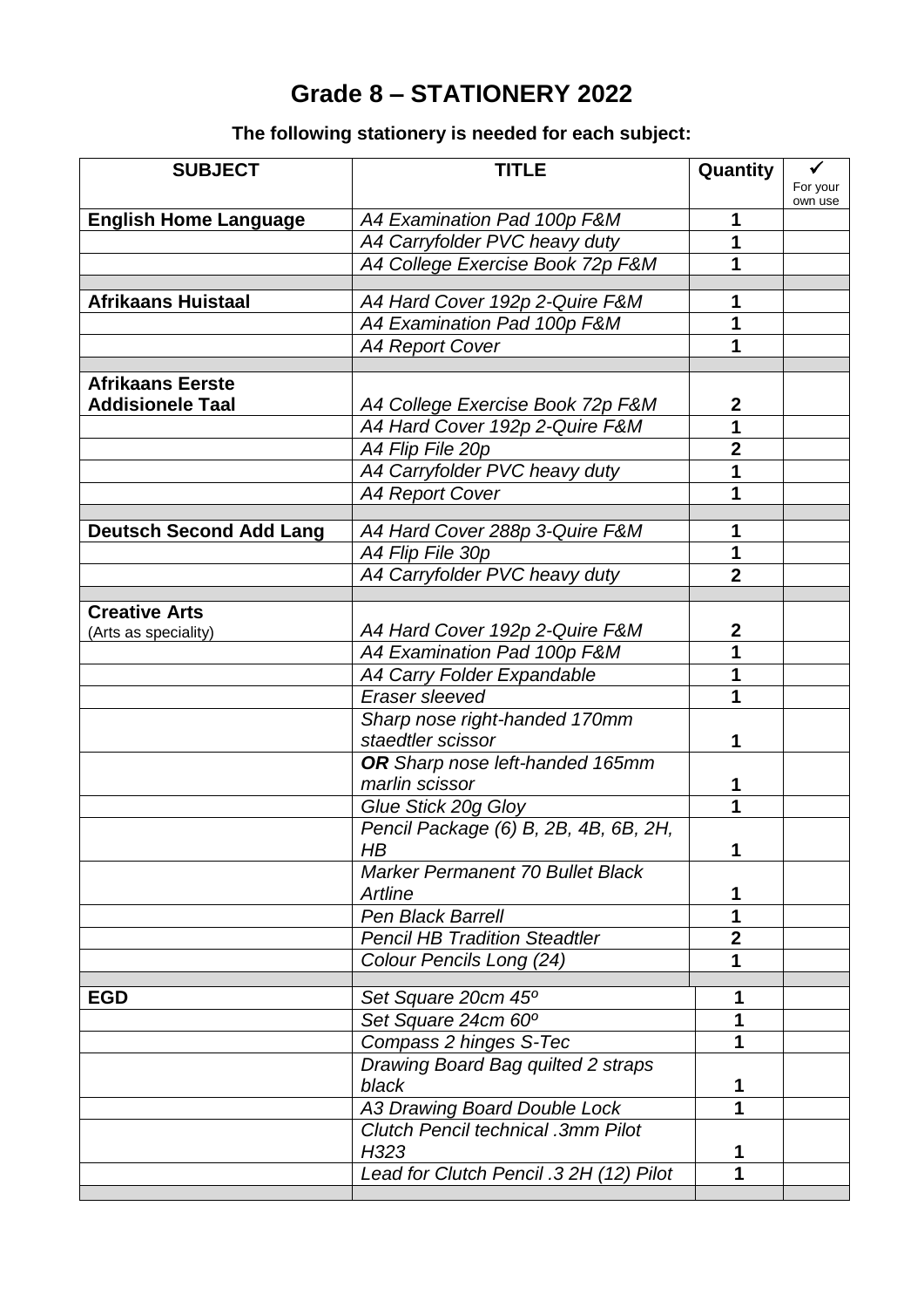# Grade 8 – STATIONERY 2022

**The following stationery is needed for each subject:**

| SUBJECT | TITLE | Quantity | ✓ For your own use |
|---|---|---|---|
| **English Home Language** | *A4 Examination Pad 100p F&M* | **1** | |
| | *A4 Carryfolder PVC heavy duty* | **1** | |
| | *A4 College Exercise Book 72p F&M* | **1** | |
| | | | |
| **Afrikaans Huistaal** | *A4 Hard Cover 192p 2-Quire F&M* | **1** | |
| | *A4 Examination Pad 100p F&M* | **1** | |
| | *A4 Report Cover* | **1** | |
| | | | |
| **Afrikaans Eerste Addisionele Taal** | *A4 College Exercise Book 72p F&M* | **2** | |
| | *A4 Hard Cover 192p 2-Quire F&M* | **1** | |
| | *A4 Flip File 20p* | **2** | |
| | *A4 Carryfolder PVC heavy duty* | **1** | |
| | *A4 Report Cover* | **1** | |
| | | | |
| **Deutsch Second Add Lang** | *A4 Hard Cover 288p 3-Quire F&M* | **1** | |
| | *A4 Flip File 30p* | **1** | |
| | *A4 Carryfolder PVC heavy duty* | **2** | |
| | | | |
| **Creative Arts** (Arts as speciality) | *A4 Hard Cover 192p 2-Quire F&M* | **2** | |
| | *A4 Examination Pad 100p F&M* | **1** | |
| | *A4 Carry Folder Expandable* | **1** | |
| | *Eraser sleeved* | **1** | |
| | *Sharp nose right-handed 170mm staedtler scissor* | **1** | |
| | ***OR** Sharp nose left-handed 165mm marlin scissor* | **1** | |
| | *Glue Stick 20g Gloy* | **1** | |
| | *Pencil Package (6) B, 2B, 4B, 6B, 2H, HB* | **1** | |
| | *Marker Permanent 70 Bullet Black Artline* | **1** | |
| | *Pen Black Barrell* | **1** | |
| | *Pencil HB Tradition Steadtler* | **2** | |
| | *Colour Pencils Long (24)* | **1** | |
| | | | |
| **EGD** | *Set Square 20cm 45º* | **1** | |
| | *Set Square 24cm 60º* | **1** | |
| | *Compass 2 hinges S-Tec* | **1** | |
| | *Drawing Board Bag quilted 2 straps black* | **1** | |
| | *A3 Drawing Board Double Lock* | **1** | |
| | *Clutch Pencil technical .3mm Pilot H323* | **1** | |
| | *Lead for Clutch Pencil .3 2H (12) Pilot* | **1** | |
| | | | |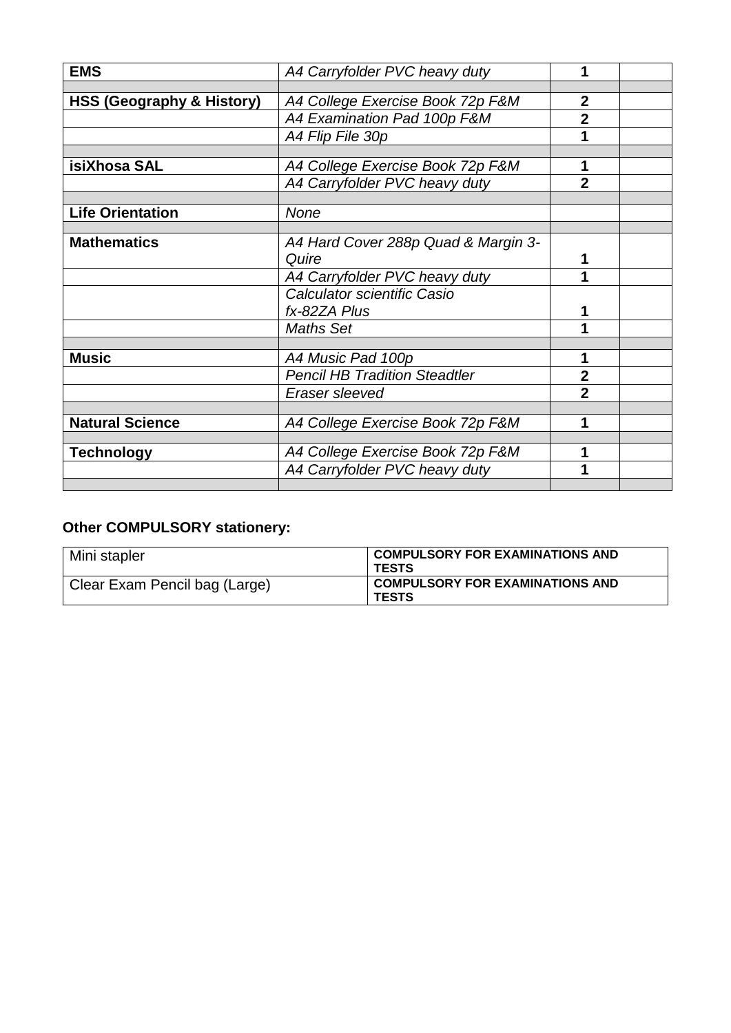| | | | |
|---|---|---|---|
| **EMS** | *A4 Carryfolder PVC heavy duty* | **1** | |
| | | | |
| **HSS (Geography & History)** | *A4 College Exercise Book 72p F&M* | **2** | |
| | *A4 Examination Pad 100p F&M* | **2** | |
| | *A4 Flip File 30p* | **1** | |
| | | | |
| **isiXhosa SAL** | *A4 College Exercise Book 72p F&M* | **1** | |
| | *A4 Carryfolder PVC heavy duty* | **2** | |
| | | | |
| **Life Orientation** | *None* | | |
| | | | |
| **Mathematics** | *A4 Hard Cover 288p Quad & Margin 3-Quire* | **1** | |
| | *A4 Carryfolder PVC heavy duty* | **1** | |
| | *Calculator scientific Casio fx-82ZA Plus* | **1** | |
| | *Maths Set* | **1** | |
| | | | |
| **Music** | *A4 Music Pad 100p* | **1** | |
| | *Pencil HB Tradition Steadtler* | **2** | |
| | *Eraser sleeved* | **2** | |
| | | | |
| **Natural Science** | *A4 College Exercise Book 72p F&M* | **1** | |
| | | | |
| **Technology** | *A4 College Exercise Book 72p F&M* | **1** | |
| | *A4 Carryfolder PVC heavy duty* | **1** | |
| | | | |

**Other COMPULSORY stationery:**

| | |
|---|---|
| Mini stapler | **COMPULSORY FOR EXAMINATIONS AND TESTS** |
| Clear Exam Pencil bag (Large) | **COMPULSORY FOR EXAMINATIONS AND TESTS** |